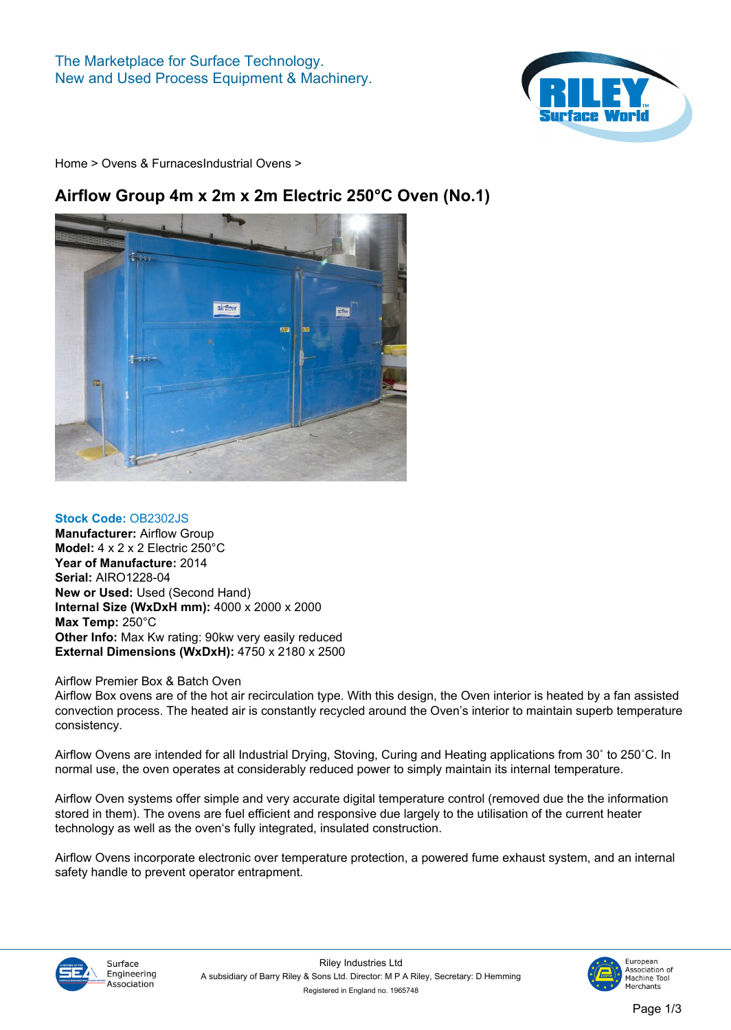The Marketplace for Surface Technology.
New and Used Process Equipment & Machinery.

Home > Ovens & FurnacesIndustrial Ovens >

# Airflow Group 4m x 2m x 2m Electric 250°C Oven (No.1)

**Stock Code:** OB2302JS
**Manufacturer:** Airflow Group
**Model:** 4 x 2 x 2 Electric 250°C
**Year of Manufacture:** 2014
**Serial:** AIRO1228-04
**New or Used:** Used (Second Hand)
**Internal Size (WxDxH mm):** 4000 x 2000 x 2000
**Max Temp:** 250°C
**Other Info:** Max Kw rating: 90kw very easily reduced
**External Dimensions (WxDxH):** 4750 x 2180 x 2500

Airflow Premier Box & Batch Oven
Airflow Box ovens are of the hot air recirculation type. With this design, the Oven interior is heated by a fan assisted convection process. The heated air is constantly recycled around the Oven's interior to maintain superb temperature consistency.

Airflow Ovens are intended for all Industrial Drying, Stoving, Curing and Heating applications from 30˚ to 250˚C. In normal use, the oven operates at considerably reduced power to simply maintain its internal temperature.

Airflow Oven systems offer simple and very accurate digital temperature control (removed due the the information stored in them). The ovens are fuel efficient and responsive due largely to the utilisation of the current heater technology as well as the oven's fully integrated, insulated construction.

Airflow Ovens incorporate electronic over temperature protection, a powered fume exhaust system, and an internal safety handle to prevent operator entrapment.

Riley Industries Ltd
A subsidiary of Barry Riley & Sons Ltd. Director: M P A Riley, Secretary: D Hemming
Registered in England no. 1965748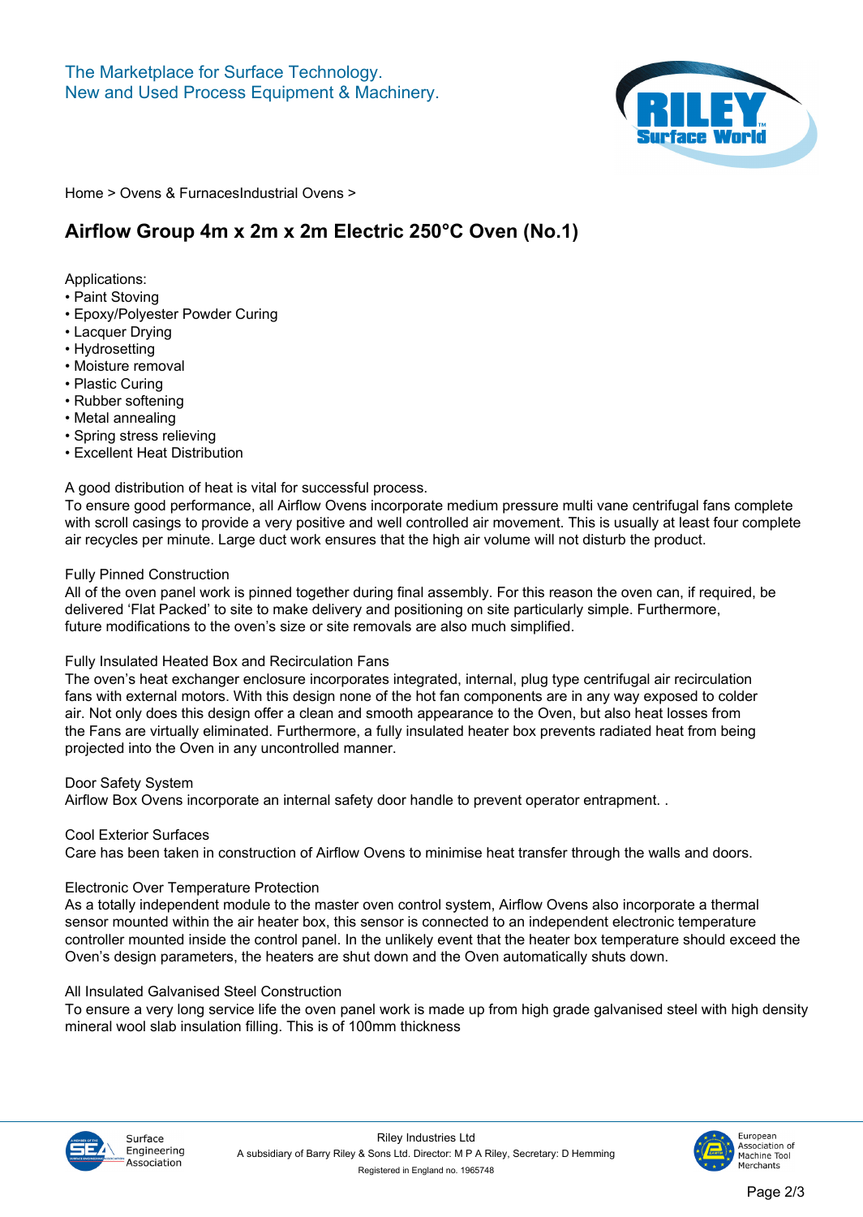The Marketplace for Surface Technology.
New and Used Process Equipment & Machinery.

Home > Ovens & FurnacesIndustrial Ovens >

# Airflow Group 4m x 2m x 2m Electric 250°C Oven (No.1)

Applications:
- Paint Stoving
- Epoxy/Polyester Powder Curing
- Lacquer Drying
- Hydrosetting
- Moisture removal
- Plastic Curing
- Rubber softening
- Metal annealing
- Spring stress relieving
- Excellent Heat Distribution

A good distribution of heat is vital for successful process.
To ensure good performance, all Airflow Ovens incorporate medium pressure multi vane centrifugal fans complete with scroll casings to provide a very positive and well controlled air movement. This is usually at least four complete air recycles per minute. Large duct work ensures that the high air volume will not disturb the product.

Fully Pinned Construction
All of the oven panel work is pinned together during final assembly. For this reason the oven can, if required, be delivered 'Flat Packed' to site to make delivery and positioning on site particularly simple. Furthermore, future modifications to the oven's size or site removals are also much simplified.

Fully Insulated Heated Box and Recirculation Fans
The oven's heat exchanger enclosure incorporates integrated, internal, plug type centrifugal air recirculation fans with external motors. With this design none of the hot fan components are in any way exposed to colder air. Not only does this design offer a clean and smooth appearance to the Oven, but also heat losses from the Fans are virtually eliminated. Furthermore, a fully insulated heater box prevents radiated heat from being projected into the Oven in any uncontrolled manner.

Door Safety System
Airflow Box Ovens incorporate an internal safety door handle to prevent operator entrapment. .

Cool Exterior Surfaces
Care has been taken in construction of Airflow Ovens to minimise heat transfer through the walls and doors.

Electronic Over Temperature Protection
As a totally independent module to the master oven control system, Airflow Ovens also incorporate a thermal sensor mounted within the air heater box, this sensor is connected to an independent electronic temperature controller mounted inside the control panel. In the unlikely event that the heater box temperature should exceed the Oven's design parameters, the heaters are shut down and the Oven automatically shuts down.

All Insulated Galvanised Steel Construction
To ensure a very long service life the oven panel work is made up from high grade galvanised steel with high density mineral wool slab insulation filling. This is of 100mm thickness

Riley Industries Ltd
A subsidiary of Barry Riley & Sons Ltd. Director: M P A Riley, Secretary: D Hemming
Registered in England no. 1965748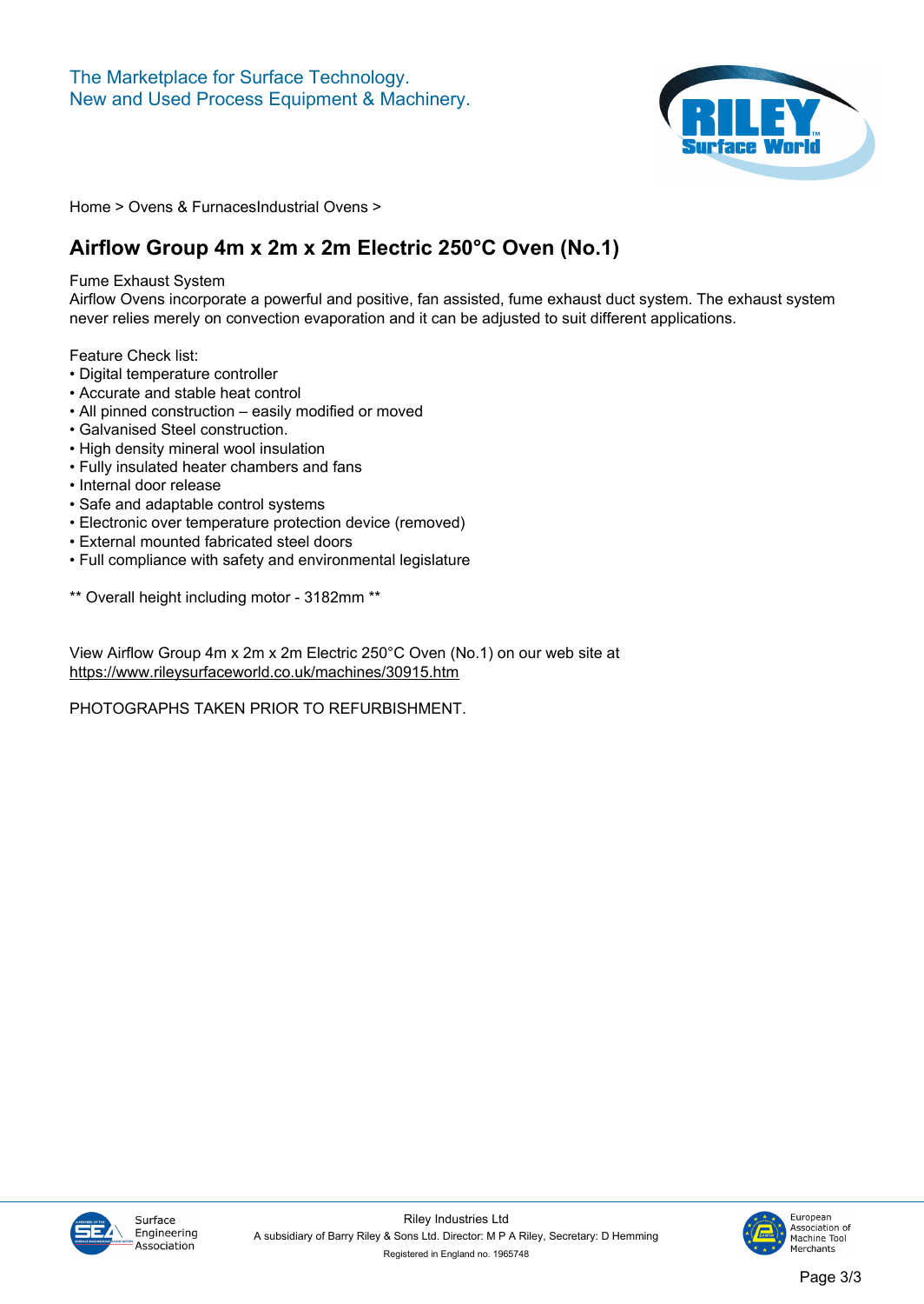The Marketplace for Surface Technology.
New and Used Process Equipment & Machinery.

Home > Ovens & FurnacesIndustrial Ovens >

# Airflow Group 4m x 2m x 2m Electric 250°C Oven (No.1)

Fume Exhaust System
Airflow Ovens incorporate a powerful and positive, fan assisted, fume exhaust duct system. The exhaust system never relies merely on convection evaporation and it can be adjusted to suit different applications.

Feature Check list:
• Digital temperature controller
• Accurate and stable heat control
• All pinned construction – easily modified or moved
• Galvanised Steel construction.
• High density mineral wool insulation
• Fully insulated heater chambers and fans
• Internal door release
• Safe and adaptable control systems
• Electronic over temperature protection device (removed)
• External mounted fabricated steel doors
• Full compliance with safety and environmental legislature

** Overall height including motor - 3182mm **

View Airflow Group 4m x 2m x 2m Electric 250°C Oven (No.1) on our web site at
https://www.rileysurfaceworld.co.uk/machines/30915.htm

PHOTOGRAPHS TAKEN PRIOR TO REFURBISHMENT.

Riley Industries Ltd
A subsidiary of Barry Riley & Sons Ltd. Director: M P A Riley, Secretary: D Hemming
Registered in England no. 1965748